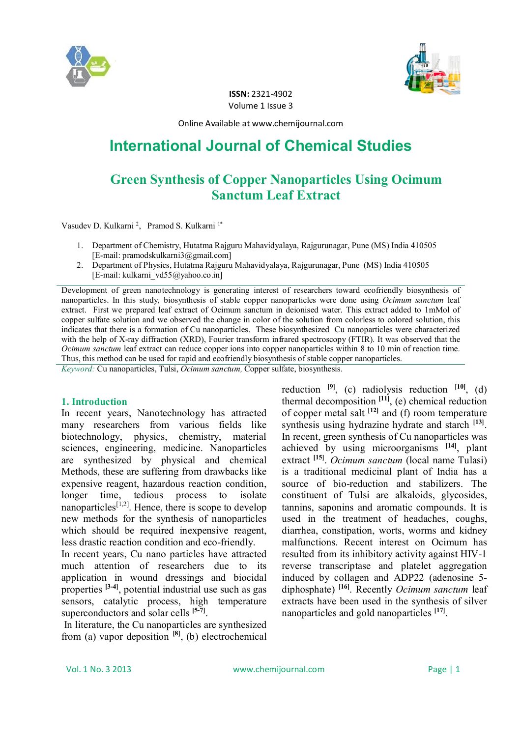ISSN: 2321-4902
Volume 1 Issue 3

Online Available at www.chemijournal.com

# International Journal of Chemical Studies

## Green Synthesis of Copper Nanoparticles Using Ocimum Sanctum Leaf Extract

Vasudev D. Kulkarni [2], Pramod S. Kulkarni [1*]

1. Department of Chemistry, Hutatma Rajguru Mahavidyalaya, Rajgurunagar, Pune (MS) India 410505 [E-mail: pramodskulkarni3@gmail.com]
2. Department of Physics, Hutatma Rajguru Mahavidyalaya, Rajgurunagar, Pune (MS) India 410505 [E-mail: kulkarni_vd55@yahoo.co.in]

Development of green nanotechnology is generating interest of researchers toward ecofriendly biosynthesis of nanoparticles. In this study, biosynthesis of stable copper nanoparticles were done using *Ocimum sanctum* leaf extract. First we prepared leaf extract of Ocimum sanctum in deionised water. This extract added to 1mMol of copper sulfate solution and we observed the change in color of the solution from colorless to colored solution, this indicates that there is a formation of Cu nanoparticles. These biosynthesized Cu nanoparticles were characterized with the help of X-ray diffraction (XRD), Fourier transform infrared spectroscopy (FTIR). It was observed that the *Ocimum sanctum* leaf extract can reduce copper ions into copper nanoparticles within 8 to 10 min of reaction time. Thus, this method can be used for rapid and ecofriendly biosynthesis of stable copper nanoparticles.

*Keyword:* Cu nanoparticles, Tulsi, *Ocimum sanctum,* Copper sulfate, biosynthesis.

### 1. Introduction

In recent years, Nanotechnology has attracted many researchers from various fields like biotechnology, physics, chemistry, material sciences, engineering, medicine. Nanoparticles are synthesized by physical and chemical Methods, these are suffering from drawbacks like expensive reagent, hazardous reaction condition, longer time, tedious process to isolate nanoparticles[1,2]. Hence, there is scope to develop new methods for the synthesis of nanoparticles which should be required inexpensive reagent, less drastic reaction condition and eco-friendly.

In recent years, Cu nano particles have attracted much attention of researchers due to its application in wound dressings and biocidal properties [3-4], potential industrial use such as gas sensors, catalytic process, high temperature superconductors and solar cells [5-7].

In literature, the Cu nanoparticles are synthesized from (a) vapor deposition [8], (b) electrochemical reduction [9], (c) radiolysis reduction [10], (d) thermal decomposition [11], (e) chemical reduction of copper metal salt [12] and (f) room temperature synthesis using hydrazine hydrate and starch [13]. In recent, green synthesis of Cu nanoparticles was achieved by using microorganisms [14], plant extract [15]. *Ocimum sanctum* (local name Tulasi) is a traditional medicinal plant of India has a source of bio-reduction and stabilizers. The constituent of Tulsi are alkaloids, glycosides, tannins, saponins and aromatic compounds. It is used in the treatment of headaches, coughs, diarrhea, constipation, worts, worms and kidney malfunctions. Recent interest on Ocimum has resulted from its inhibitory activity against HIV-1 reverse transcriptase and platelet aggregation induced by collagen and ADP22 (adenosine 5-diphosphate) [16]. Recently *Ocimum sanctum* leaf extracts have been used in the synthesis of silver nanoparticles and gold nanoparticles [17].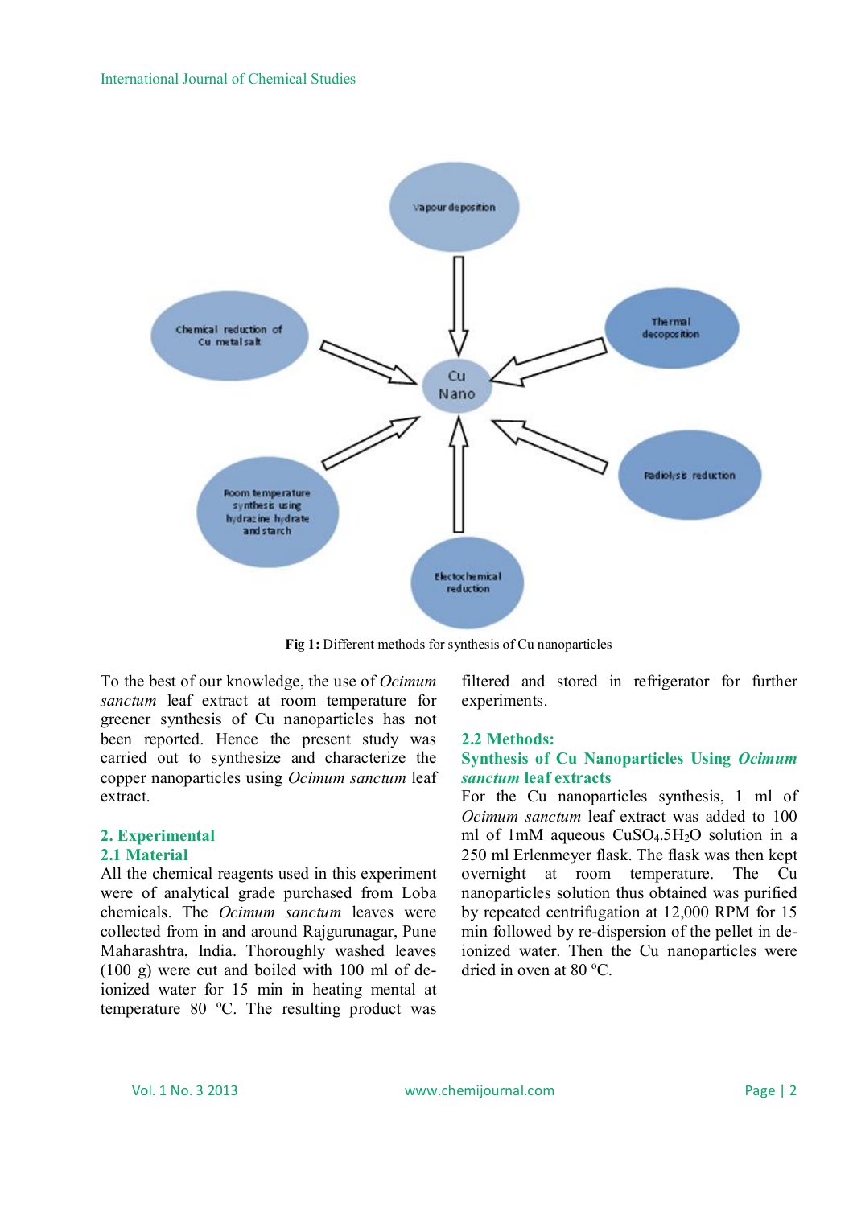Fig 1: Different methods for synthesis of Cu nanoparticles

To the best of our knowledge, the use of *Ocimum sanctum* leaf extract at room temperature for greener synthesis of Cu nanoparticles has not been reported. Hence the present study was carried out to synthesize and characterize the copper nanoparticles using *Ocimum sanctum* leaf extract.

## 2. Experimental

### 2.1 Material

All the chemical reagents used in this experiment were of analytical grade purchased from Loba chemicals. The *Ocimum sanctum* leaves were collected from in and around Rajgurunagar, Pune Maharashtra, India. Thoroughly washed leaves (100 g) were cut and boiled with 100 ml of de-ionized water for 15 min in heating mental at temperature 80 ºC. The resulting product was filtered and stored in refrigerator for further experiments.

### 2.2 Methods:

### Synthesis of Cu Nanoparticles Using *Ocimum sanctum* leaf extracts

For the Cu nanoparticles synthesis, 1 ml of *Ocimum sanctum* leaf extract was added to 100 ml of 1mM aqueous $CuSO_4.5H_2O$ solution in a 250 ml Erlenmeyer flask. The flask was then kept overnight at room temperature. The Cu nanoparticles solution thus obtained was purified by repeated centrifugation at 12,000 RPM for 15 min followed by re-dispersion of the pellet in de-ionized water. Then the Cu nanoparticles were dried in oven at 80 ºC.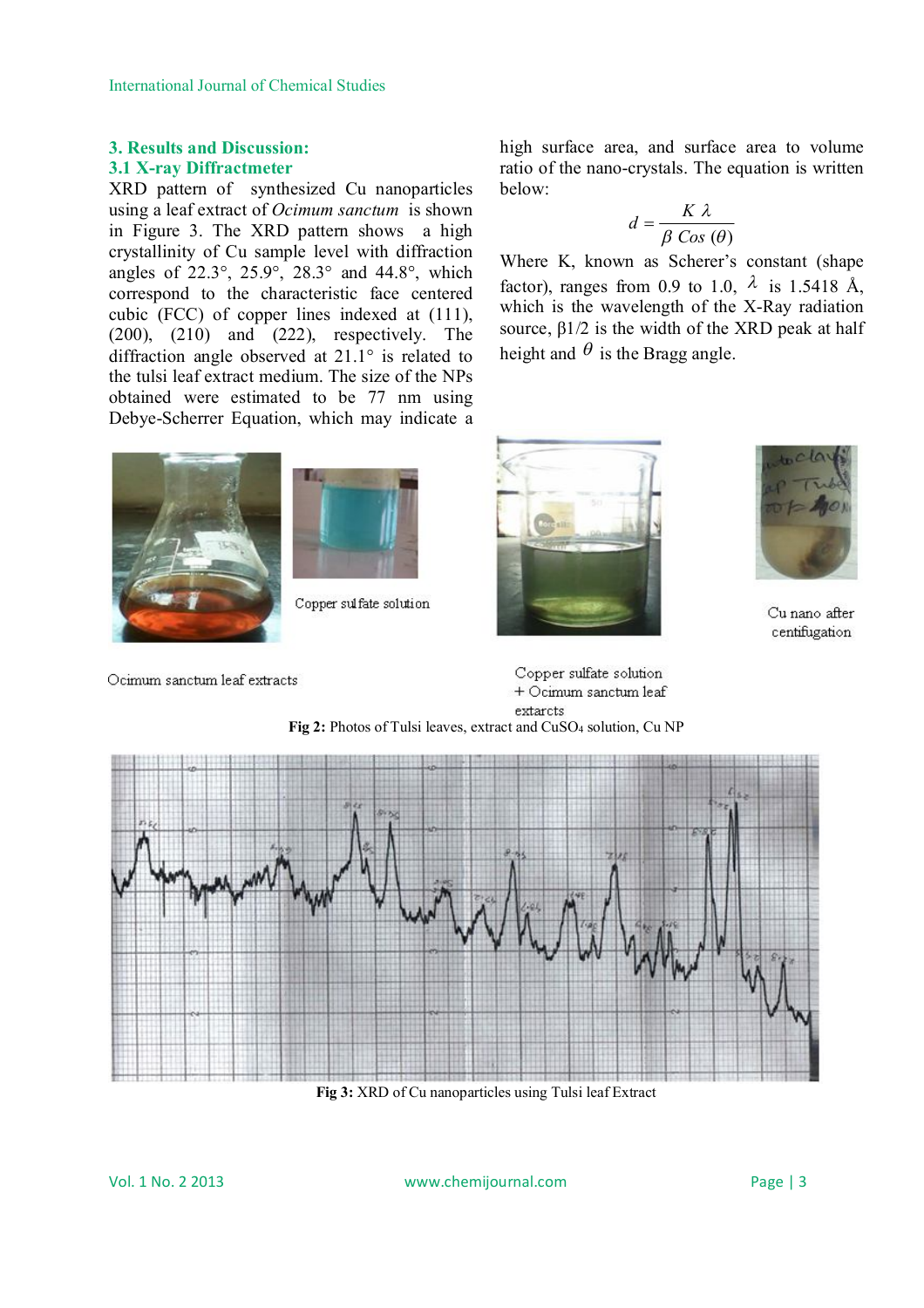## 3. Results and Discussion:

### 3.1 X-ray Diffractmeter

XRD pattern of synthesized Cu nanoparticles using a leaf extract of *Ocimum sanctum* is shown in Figure 3. The XRD pattern shows a high crystallinity of Cu sample level with diffraction angles of 22.3°, 25.9°, 28.3° and 44.8°, which correspond to the characteristic face centered cubic (FCC) of copper lines indexed at (111), (200), (210) and (222), respectively. The diffraction angle observed at 21.1° is related to the tulsi leaf extract medium. The size of the NPs obtained were estimated to be 77 nm using Debye-Scherrer Equation, which may indicate a high surface area, and surface area to volume ratio of the nano-crystals. The equation is written below:

$$d = \frac{K\,\lambda}{\beta\, Cos\,(\theta)}$$

Where K, known as Scherer's constant (shape factor), ranges from 0.9 to 1.0, $\lambda$ is 1.5418 Å, which is the wavelength of the X-Ray radiation source, β1/2 is the width of the XRD peak at half height and $\theta$ is the Bragg angle.

Ocimum sanctum leaf extracts

Copper sulfate solution

Copper sulfate solution + Ocimum sanctum leaf extarcts

Cu nano after centifugation

**Fig 2:** Photos of Tulsi leaves, extract and $CuSO_4$ solution, Cu NP

**Fig 3:** XRD of Cu nanoparticles using Tulsi leaf Extract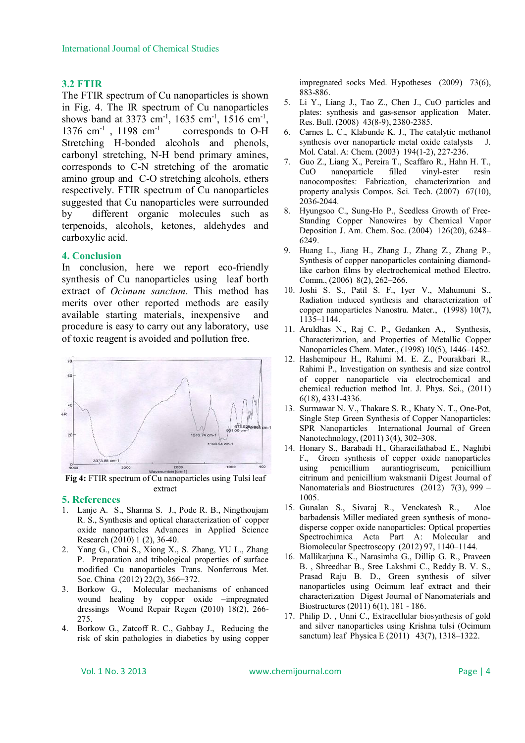## 3.2 FTIR

The FTIR spectrum of Cu nanoparticles is shown in Fig. 4. The IR spectrum of Cu nanoparticles shows band at 3373 $cm^{-1}$, 1635 $cm^{-1}$, 1516 $cm^{-1}$, 1376 $cm^{-1}$ , 1198 $cm^{-1}$ corresponds to O-H Stretching H-bonded alcohols and phenols, carbonyl stretching, N-H bend primary amines, corresponds to C-N stretching of the aromatic amino group and C-O stretching alcohols, ethers respectively. FTIR spectrum of Cu nanoparticles suggested that Cu nanoparticles were surrounded by different organic molecules such as terpenoids, alcohols, ketones, aldehydes and carboxylic acid.

## 4. Conclusion

In conclusion, here we report eco-friendly synthesis of Cu nanoparticles using leaf borth extract of *Ocimum sanctum*. This method has merits over other reported methods are easily available starting materials, inexpensive and procedure is easy to carry out any laboratory, use of toxic reagent is avoided and pollution free.

70
60
40
%R
20
0
4000
3000
2000
1000
400
Wavenumber [cm-1]
3373.85 cm-1
1516.74 cm-1
1198.54 cm-1
861.06 cm-1
675.92 cm-1

**Fig 4:** FTIR spectrum of Cu nanoparticles using Tulsi leaf extract

## 5. References

1. Lanje A. S., Sharma S. J., Pode R. B., Ningthoujam R. S., Synthesis and optical characterization of copper oxide nanoparticles Advances in Applied Science Research (2010) 1 (2), 36-40.
2. Yang G., Chai S., Xiong X., S. Zhang, YU L., Zhang P. Preparation and tribological properties of surface modified Cu nanoparticles Trans. Nonferrous Met. Soc. China (2012) 22(2), 366−372.
3. Borkow G., Molecular mechanisms of enhanced wound healing by copper oxide –impregnated dressings Wound Repair Regen (2010) 18(2), 266-275.
4. Borkow G., Zatcoff R. C., Gabbay J., Reducing the risk of skin pathologies in diabetics by using copper impregnated socks Med. Hypotheses (2009) 73(6), 883-886.
5. Li Y., Liang J., Tao Z., Chen J., CuO particles and plates: synthesis and gas-sensor application Mater. Res. Bull. (2008) 43(8-9), 2380-2385.
6. Carnes L. C., Klabunde K. J., The catalytic methanol synthesis over nanoparticle metal oxide catalysts J. Mol. Catal. A: Chem. (2003) 194(1-2), 227-236.
7. Guo Z., Liang X., Pereira T., Scaffaro R., Hahn H. T., CuO nanoparticle filled vinyl-ester resin nanocomposites: Fabrication, characterization and property analysis Compos. Sci. Tech. (2007) 67(10), 2036-2044.
8. Hyungsoo C., Sung-Ho P., Seedless Growth of Free-Standing Copper Nanowires by Chemical Vapor Deposition J. Am. Chem. Soc. (2004) 126(20), 6248–6249.
9. Huang L., Jiang H., Zhang J., Zhang Z., Zhang P., Synthesis of copper nanoparticles containing diamond-like carbon films by electrochemical method Electro. Comm., (2006) 8(2), 262–266.
10. Joshi S. S., Patil S. F., Iyer V., Mahumuni S., Radiation induced synthesis and characterization of copper nanoparticles Nanostru. Mater., (1998) 10(7), 1135–1144.
11. Aruldhas N., Raj C. P., Gedanken A., Synthesis, Characterization, and Properties of Metallic Copper Nanoparticles Chem. Mater., (1998) 10(5), 1446–1452.
12. Hashemipour H., Rahimi M. E. Z., Pourakbari R., Rahimi P., Investigation on synthesis and size control of copper nanoparticle via electrochemical and chemical reduction method Int. J. Phys. Sci., (2011) 6(18), 4331-4336.
13. Surmawar N. V., Thakare S. R., Khaty N. T., One-Pot, Single Step Green Synthesis of Copper Nanoparticles: SPR Nanoparticles International Journal of Green Nanotechnology, (2011) 3(4), 302–308.
14. Honary S., Barabadi H., Gharaeifathabad E., Naghibi F., Green synthesis of copper oxide nanoparticles using penicillium aurantiogriseum, penicillium citrinum and penicillium waksmanii Digest Journal of Nanomaterials and Biostructures (2012) 7(3), 999 – 1005.
15. Gunalan S., Sivaraj R., Venckatesh R., Aloe barbadensis Miller mediated green synthesis of mono-disperse copper oxide nanoparticles: Optical properties Spectrochimica Acta Part A: Molecular and Biomolecular Spectroscopy (2012) 97, 1140–1144.
16. Mallikarjuna K., Narasimha G., Dillip G. R., Praveen B. , Shreedhar B., Sree Lakshmi C., Reddy B. V. S., Prasad Raju B. D., Green synthesis of silver nanoparticles using Ocimum leaf extract and their characterization Digest Journal of Nanomaterials and Biostructures (2011) 6(1), 181 - 186.
17. Philip D. , Unni C., Extracellular biosynthesis of gold and silver nanoparticles using Krishna tulsi (Ocimum sanctum) leaf Physica E (2011) 43(7), 1318–1322.